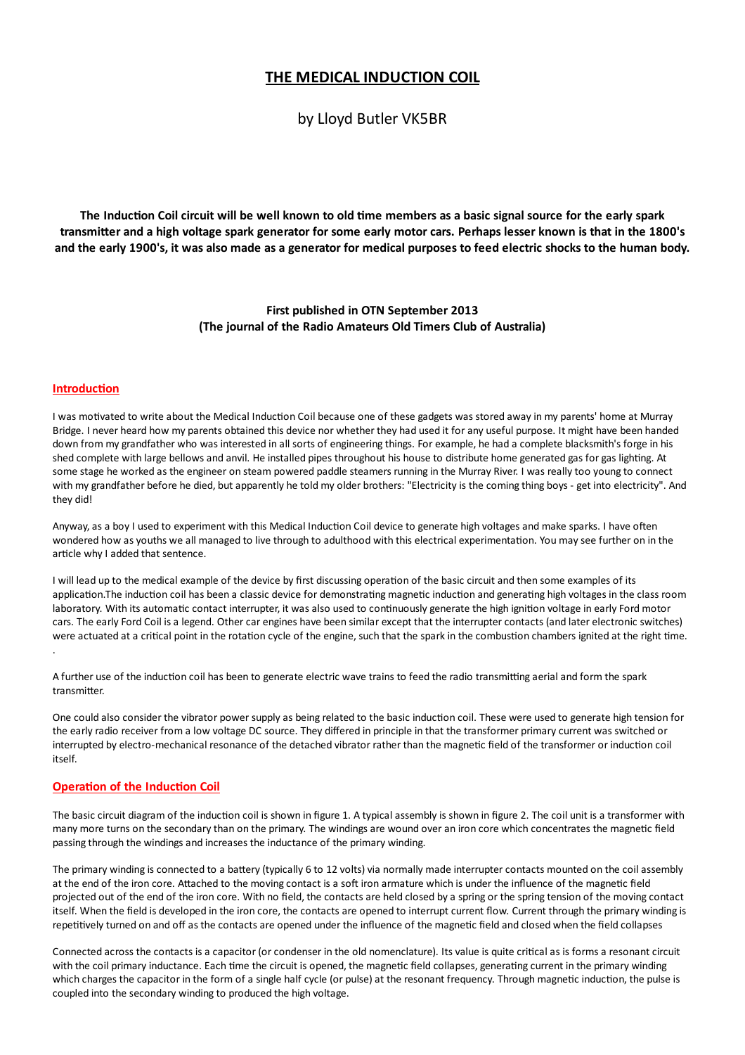# THE MEDICAL INDUCTION COIL

by Lloyd Butler VK5BR

**The Induction Coil circuit will be well known to old time members as a basic signal source for the early spark transmitter and a high voltage spark generator for some early motor cars. Perhaps lesser known is that in the 1800's and the early 1900's, it was also made as a generator for medical purposes to feed electric shocks to the human body.**

**First published in OTN September 2013**
**(The journal of the Radio Amateurs Old Timers Club of Australia)**

## Introduction

I was motivated to write about the Medical Induction Coil because one of these gadgets was stored away in my parents' home at Murray Bridge. I never heard how my parents obtained this device nor whether they had used it for any useful purpose. It might have been handed down from my grandfather who was interested in all sorts of engineering things. For example, he had a complete blacksmith's forge in his shed complete with large bellows and anvil. He installed pipes throughout his house to distribute home generated gas for gas lighting. At some stage he worked as the engineer on steam powered paddle steamers running in the Murray River. I was really too young to connect with my grandfather before he died, but apparently he told my older brothers: "Electricity is the coming thing boys - get into electricity". And they did!

Anyway, as a boy I used to experiment with this Medical Induction Coil device to generate high voltages and make sparks. I have often wondered how as youths we all managed to live through to adulthood with this electrical experimentation. You may see further on in the article why I added that sentence.

I will lead up to the medical example of the device by first discussing operation of the basic circuit and then some examples of its application.The induction coil has been a classic device for demonstrating magnetic induction and generating high voltages in the class room laboratory. With its automatic contact interrupter, it was also used to continuously generate the high ignition voltage in early Ford motor cars. The early Ford Coil is a legend. Other car engines have been similar except that the interrupter contacts (and later electronic switches) were actuated at a critical point in the rotation cycle of the engine, such that the spark in the combustion chambers ignited at the right time.
.

A further use of the induction coil has been to generate electric wave trains to feed the radio transmitting aerial and form the spark transmitter.

One could also consider the vibrator power supply as being related to the basic induction coil. These were used to generate high tension for the early radio receiver from a low voltage DC source. They differed in principle in that the transformer primary current was switched or interrupted by electro-mechanical resonance of the detached vibrator rather than the magnetic field of the transformer or induction coil itself.

## Operation of the Induction Coil

The basic circuit diagram of the induction coil is shown in figure 1. A typical assembly is shown in figure 2. The coil unit is a transformer with many more turns on the secondary than on the primary. The windings are wound over an iron core which concentrates the magnetic field passing through the windings and increases the inductance of the primary winding.

The primary winding is connected to a battery (typically 6 to 12 volts) via normally made interrupter contacts mounted on the coil assembly at the end of the iron core. Attached to the moving contact is a soft iron armature which is under the influence of the magnetic field projected out of the end of the iron core. With no field, the contacts are held closed by a spring or the spring tension of the moving contact itself. When the field is developed in the iron core, the contacts are opened to interrupt current flow. Current through the primary winding is repetitively turned on and off as the contacts are opened under the influence of the magnetic field and closed when the field collapses

Connected across the contacts is a capacitor (or condenser in the old nomenclature). Its value is quite critical as is forms a resonant circuit with the coil primary inductance. Each time the circuit is opened, the magnetic field collapses, generating current in the primary winding which charges the capacitor in the form of a single half cycle (or pulse) at the resonant frequency. Through magnetic induction, the pulse is coupled into the secondary winding to produced the high voltage.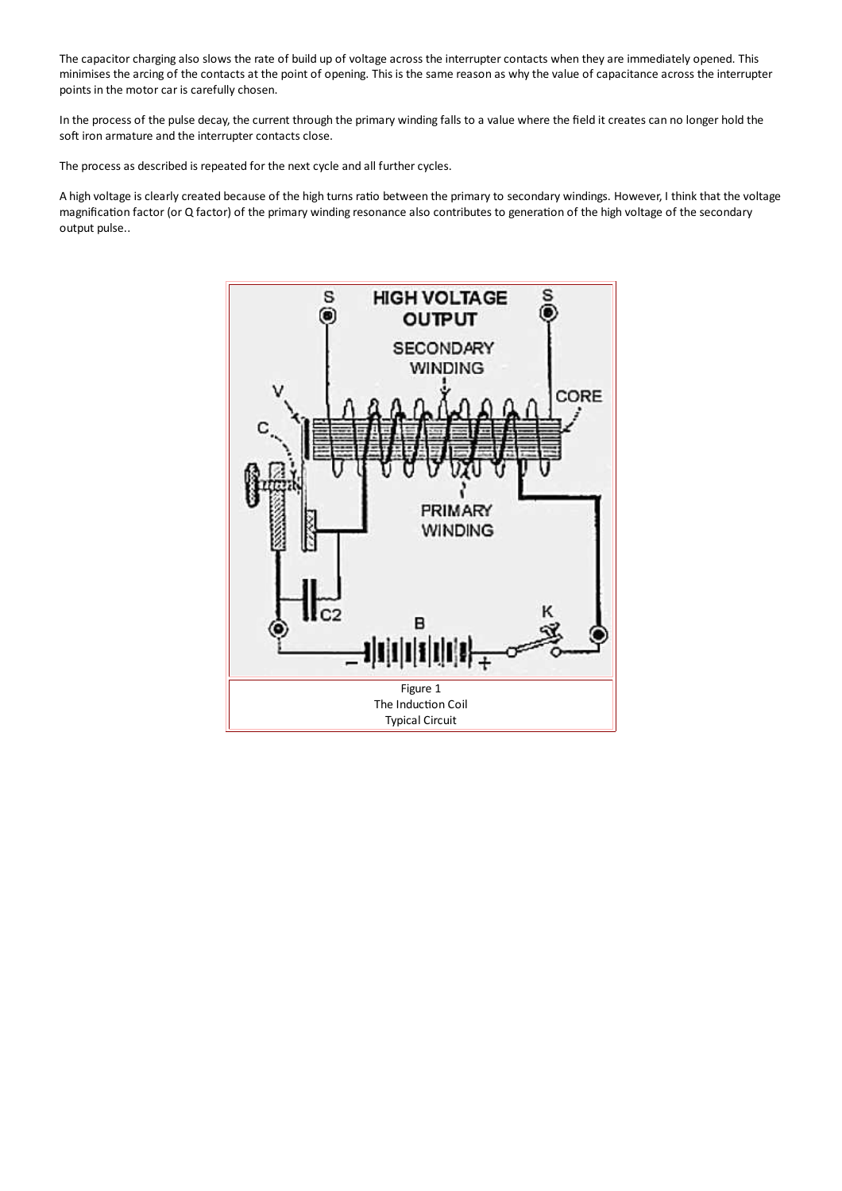The capacitor charging also slows the rate of build up of voltage across the interrupter contacts when they are immediately opened. This minimises the arcing of the contacts at the point of opening. This is the same reason as why the value of capacitance across the interrupter points in the motor car is carefully chosen.

In the process of the pulse decay, the current through the primary winding falls to a value where the field it creates can no longer hold the soft iron armature and the interrupter contacts close.

The process as described is repeated for the next cycle and all further cycles.

A high voltage is clearly created because of the high turns ratio between the primary to secondary windings. However, I think that the voltage magnification factor (or Q factor) of the primary winding resonance also contributes to generation of the high voltage of the secondary output pulse..

Figure 1
The Induction Coil
Typical Circuit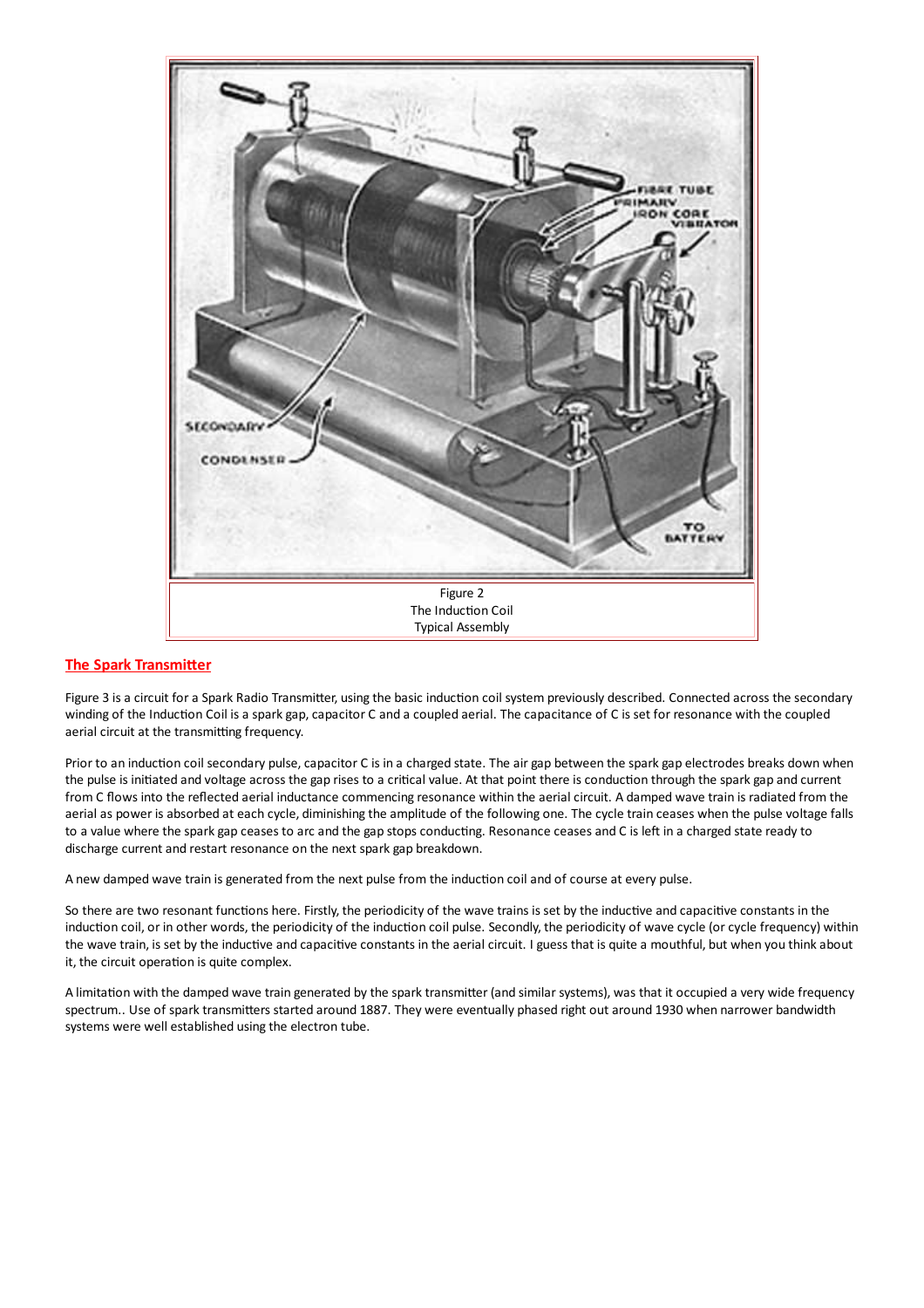Figure 2
The Induction Coil
Typical Assembly

## The Spark Transmitter

Figure 3 is a circuit for a Spark Radio Transmitter, using the basic induction coil system previously described. Connected across the secondary winding of the Induction Coil is a spark gap, capacitor C and a coupled aerial. The capacitance of C is set for resonance with the coupled aerial circuit at the transmitting frequency.

Prior to an induction coil secondary pulse, capacitor C is in a charged state. The air gap between the spark gap electrodes breaks down when the pulse is initiated and voltage across the gap rises to a critical value. At that point there is conduction through the spark gap and current from C flows into the reflected aerial inductance commencing resonance within the aerial circuit. A damped wave train is radiated from the aerial as power is absorbed at each cycle, diminishing the amplitude of the following one. The cycle train ceases when the pulse voltage falls to a value where the spark gap ceases to arc and the gap stops conducting. Resonance ceases and C is left in a charged state ready to discharge current and restart resonance on the next spark gap breakdown.

A new damped wave train is generated from the next pulse from the induction coil and of course at every pulse.

So there are two resonant functions here. Firstly, the periodicity of the wave trains is set by the inductive and capacitive constants in the induction coil, or in other words, the periodicity of the induction coil pulse. Secondly, the periodicity of wave cycle (or cycle frequency) within the wave train, is set by the inductive and capacitive constants in the aerial circuit. I guess that is quite a mouthful, but when you think about it, the circuit operation is quite complex.

A limitation with the damped wave train generated by the spark transmitter (and similar systems), was that it occupied a very wide frequency spectrum.. Use of spark transmitters started around 1887. They were eventually phased right out around 1930 when narrower bandwidth systems were well established using the electron tube.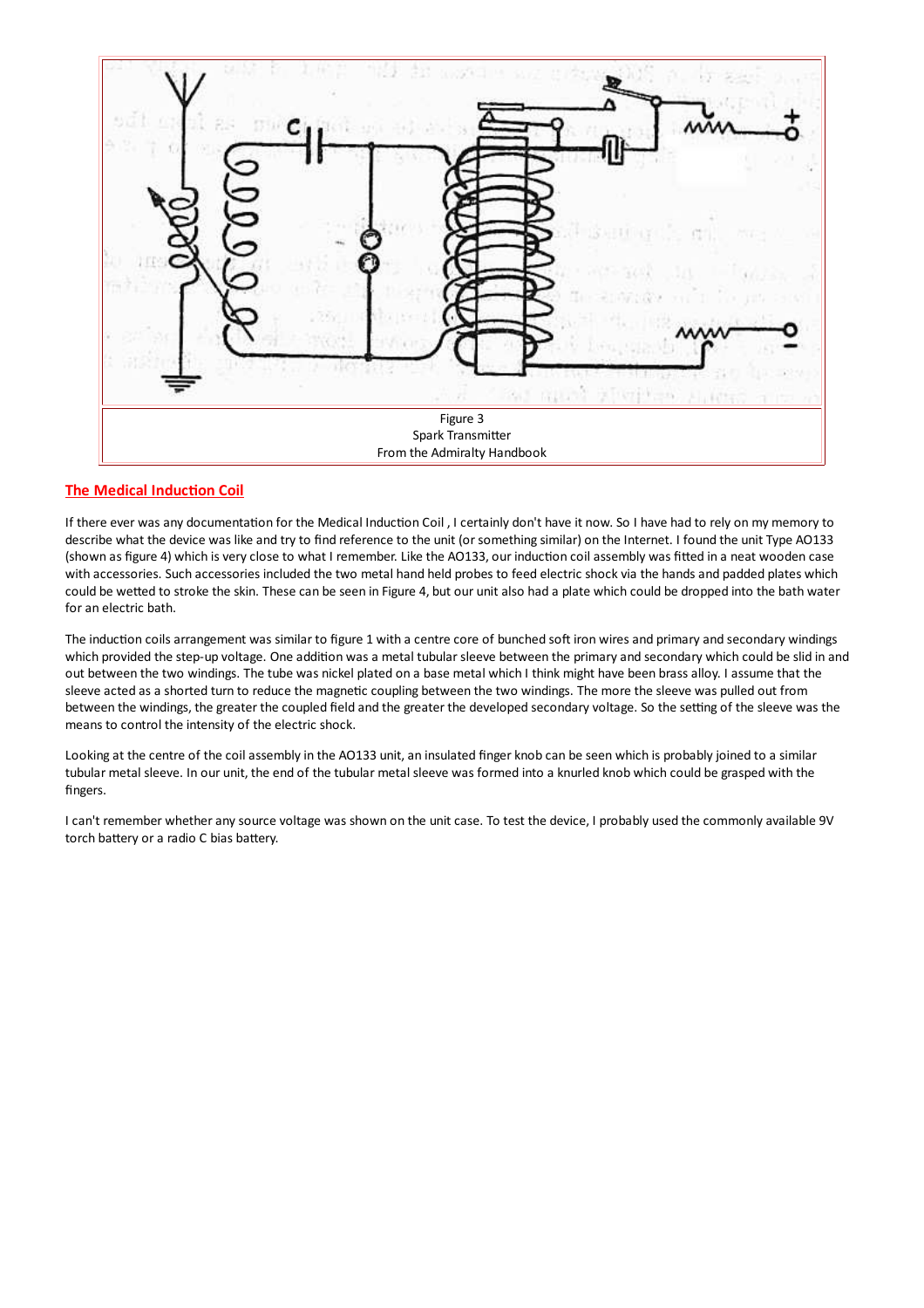Figure 3
Spark Transmitter
From the Admiralty Handbook

## The Medical Induction Coil

If there ever was any documentation for the Medical Induction Coil , I certainly don't have it now. So I have had to rely on my memory to describe what the device was like and try to find reference to the unit (or something similar) on the Internet. I found the unit Type AO133 (shown as figure 4) which is very close to what I remember. Like the AO133, our induction coil assembly was fitted in a neat wooden case with accessories. Such accessories included the two metal hand held probes to feed electric shock via the hands and padded plates which could be wetted to stroke the skin. These can be seen in Figure 4, but our unit also had a plate which could be dropped into the bath water for an electric bath.

The induction coils arrangement was similar to figure 1 with a centre core of bunched soft iron wires and primary and secondary windings which provided the step-up voltage. One addition was a metal tubular sleeve between the primary and secondary which could be slid in and out between the two windings. The tube was nickel plated on a base metal which I think might have been brass alloy. I assume that the sleeve acted as a shorted turn to reduce the magnetic coupling between the two windings. The more the sleeve was pulled out from between the windings, the greater the coupled field and the greater the developed secondary voltage. So the setting of the sleeve was the means to control the intensity of the electric shock.

Looking at the centre of the coil assembly in the AO133 unit, an insulated finger knob can be seen which is probably joined to a similar tubular metal sleeve. In our unit, the end of the tubular metal sleeve was formed into a knurled knob which could be grasped with the fingers.

I can't remember whether any source voltage was shown on the unit case. To test the device, I probably used the commonly available 9V torch battery or a radio C bias battery.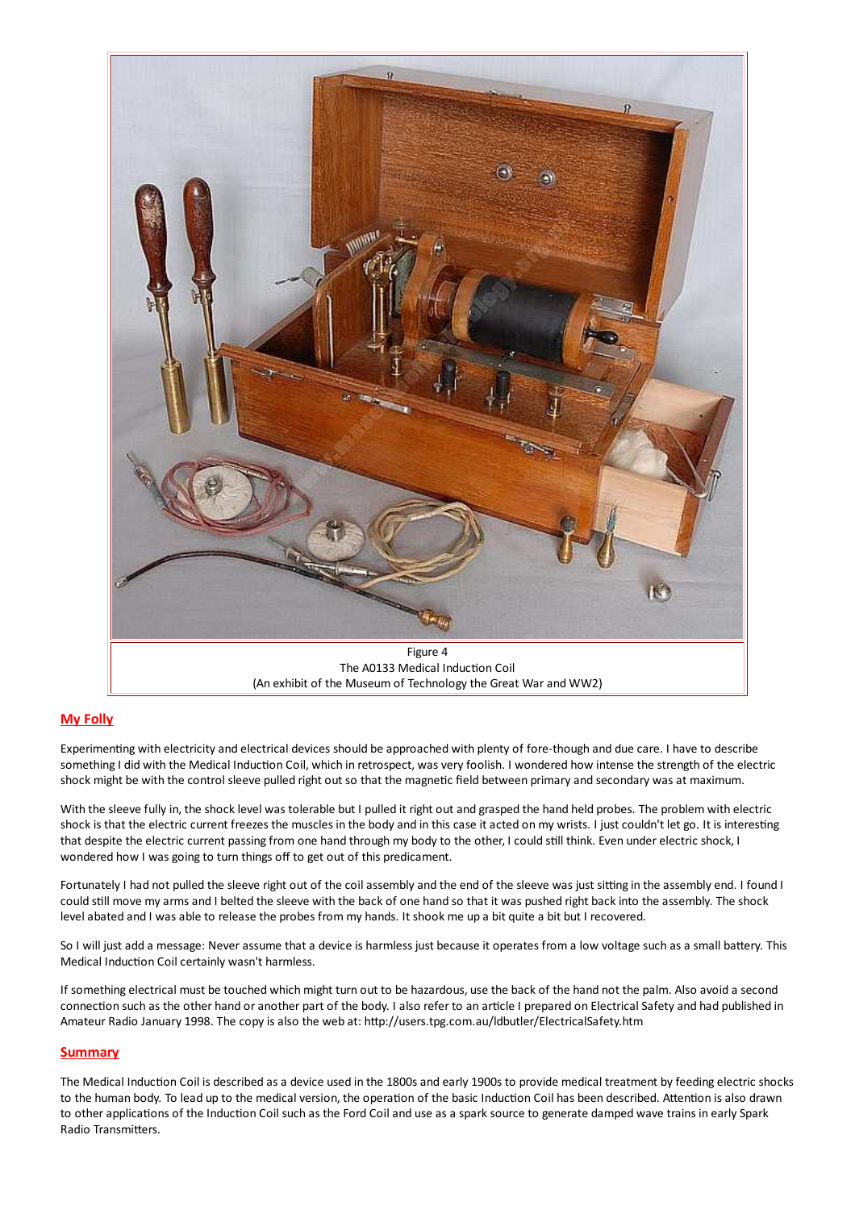Figure 4
The A0133 Medical Induction Coil
(An exhibit of the Museum of Technology the Great War and WW2)

## My Folly

Experimenting with electricity and electrical devices should be approached with plenty of fore-though and due care. I have to describe something I did with the Medical Induction Coil, which in retrospect, was very foolish. I wondered how intense the strength of the electric shock might be with the control sleeve pulled right out so that the magnetic field between primary and secondary was at maximum.

With the sleeve fully in, the shock level was tolerable but I pulled it right out and grasped the hand held probes. The problem with electric shock is that the electric current freezes the muscles in the body and in this case it acted on my wrists. I just couldn't let go. It is interesting that despite the electric current passing from one hand through my body to the other, I could still think. Even under electric shock, I wondered how I was going to turn things off to get out of this predicament.

Fortunately I had not pulled the sleeve right out of the coil assembly and the end of the sleeve was just sitting in the assembly end. I found I could still move my arms and I belted the sleeve with the back of one hand so that it was pushed right back into the assembly. The shock level abated and I was able to release the probes from my hands. It shook me up a bit quite a bit but I recovered.

So I will just add a message: Never assume that a device is harmless just because it operates from a low voltage such as a small battery. This Medical Induction Coil certainly wasn't harmless.

If something electrical must be touched which might turn out to be hazardous, use the back of the hand not the palm. Also avoid a second connection such as the other hand or another part of the body. I also refer to an article I prepared on Electrical Safety and had published in Amateur Radio January 1998. The copy is also the web at: http://users.tpg.com.au/ldbutler/ElectricalSafety.htm

## Summary

The Medical Induction Coil is described as a device used in the 1800s and early 1900s to provide medical treatment by feeding electric shocks to the human body. To lead up to the medical version, the operation of the basic Induction Coil has been described. Attention is also drawn to other applications of the Induction Coil such as the Ford Coil and use as a spark source to generate damped wave trains in early Spark Radio Transmitters.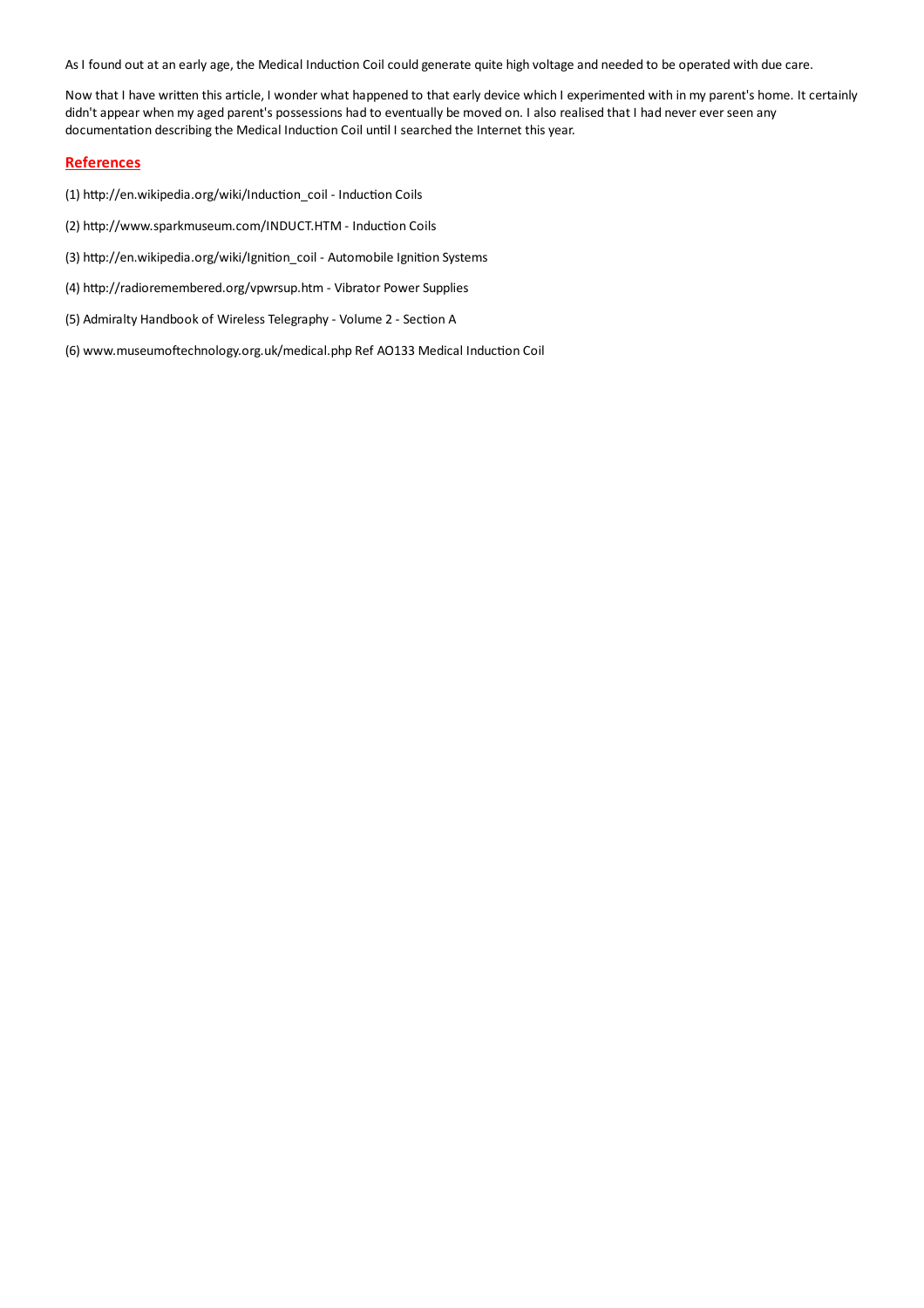As I found out at an early age, the Medical Induction Coil could generate quite high voltage and needed to be operated with due care.

Now that I have written this article, I wonder what happened to that early device which I experimented with in my parent's home. It certainly didn't appear when my aged parent's possessions had to eventually be moved on. I also realised that I had never ever seen any documentation describing the Medical Induction Coil until I searched the Internet this year.

## References

(1) http://en.wikipedia.org/wiki/Induction_coil - Induction Coils

(2) http://www.sparkmuseum.com/INDUCT.HTM - Induction Coils

(3) http://en.wikipedia.org/wiki/Ignition_coil - Automobile Ignition Systems

(4) http://radioremembered.org/vpwrsup.htm - Vibrator Power Supplies

(5) Admiralty Handbook of Wireless Telegraphy - Volume 2 - Section A

(6) www.museumoftechnology.org.uk/medical.php Ref AO133 Medical Induction Coil